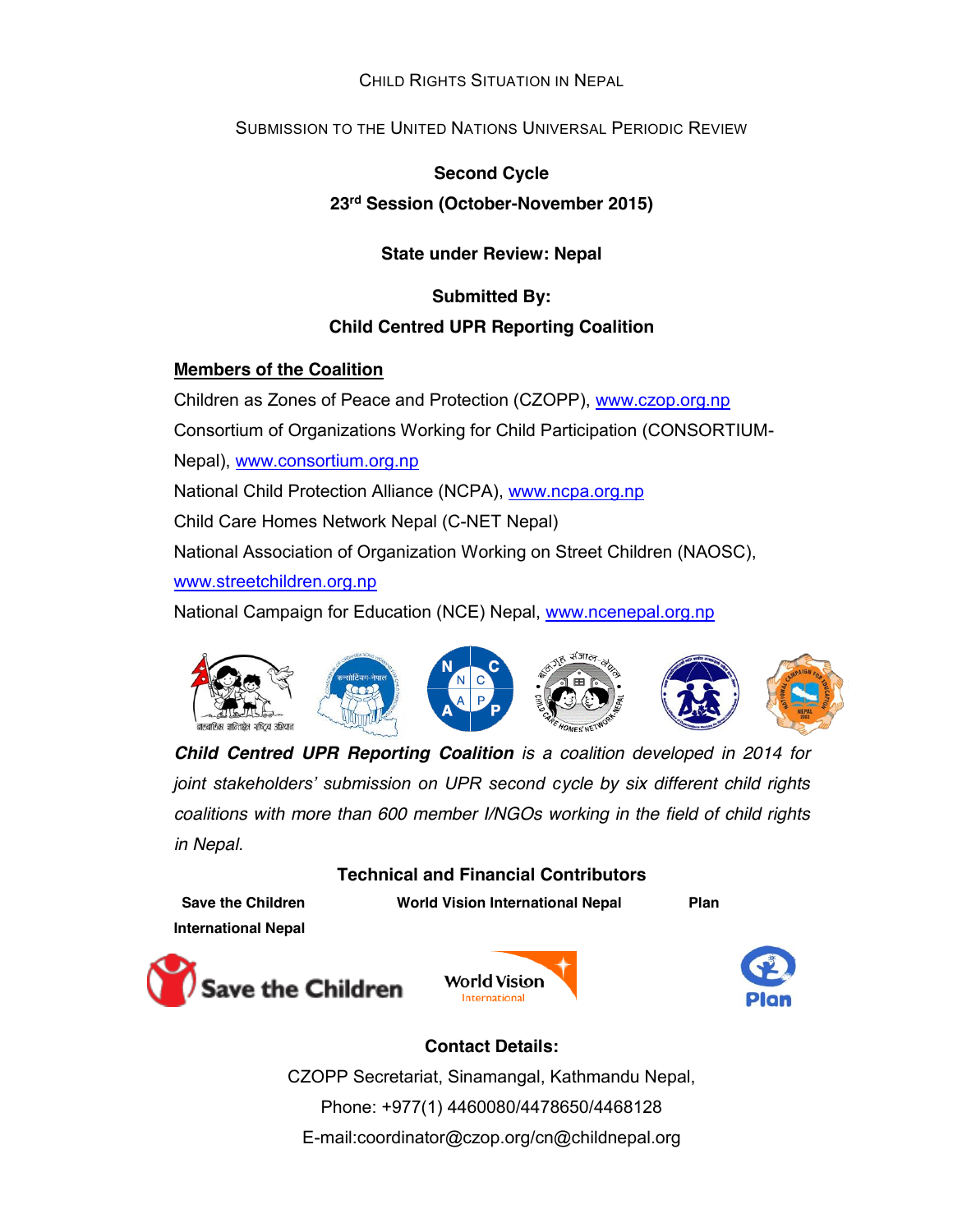CHILD RIGHTS SITUATION IN NEPAL

SUBMISSION TO THE UNITED NATIONS UNIVERSAL PERIODIC REVIEW

**Second Cycle**

**23rd Session (October-November 2015)**

**State under Review: Nepal**

**Submitted By:**

**Child Centred UPR Reporting Coalition**

**Members of the Coalition**

Children as Zones of Peace and Protection (CZOPP), www.czop.org.np

Consortium of Organizations Working for Child Participation (CONSORTIUM-Nepal), www.consortium.org.np

National Child Protection Alliance (NCPA), www.ncpa.org.np

Child Care Homes Network Nepal (C-NET Nepal)

National Association of Organization Working on Street Children (NAOSC), www.streetchildren.org.np

National Campaign for Education (NCE) Nepal, www.ncenepal.org.np

***Child Centred UPR Reporting Coalition*** *is a coalition developed in 2014 for joint stakeholders' submission on UPR second cycle by six different child rights coalitions with more than 600 member I/NGOs working in the field of child rights in Nepal.*

**Technical and Financial Contributors**

**Save the Children International Nepal** | **World Vision International Nepal** | **Plan**

**Contact Details:**

CZOPP Secretariat, Sinamangal, Kathmandu Nepal,

Phone: +977(1) 4460080/4478650/4468128

E-mail:coordinator@czop.org/cn@childnepal.org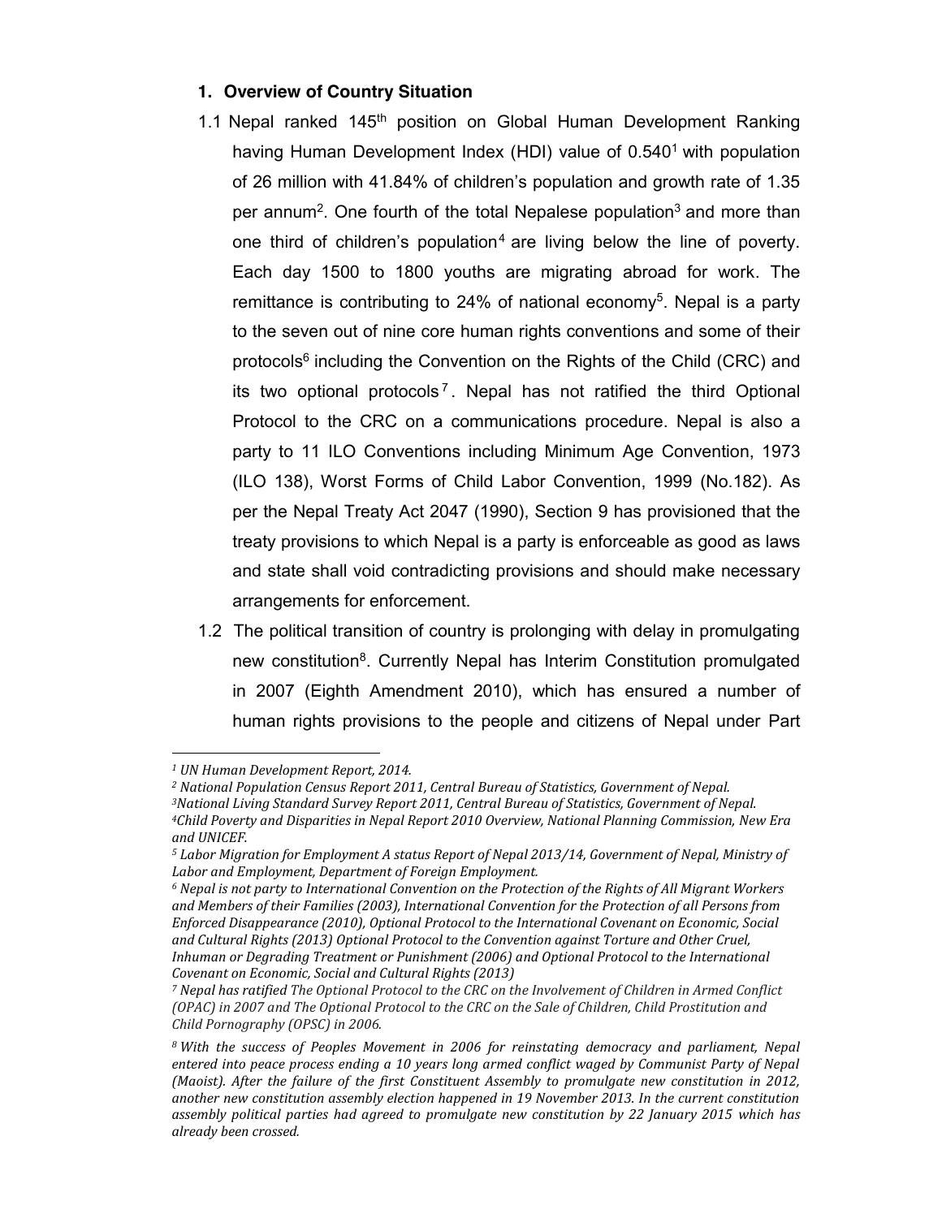## 1. Overview of Country Situation

1.1 Nepal ranked 145th position on Global Human Development Ranking having Human Development Index (HDI) value of 0.540[1] with population of 26 million with 41.84% of children's population and growth rate of 1.35 per annum[2]. One fourth of the total Nepalese population[3] and more than one third of children's population[4] are living below the line of poverty. Each day 1500 to 1800 youths are migrating abroad for work. The remittance is contributing to 24% of national economy[5]. Nepal is a party to the seven out of nine core human rights conventions and some of their protocols[6] including the Convention on the Rights of the Child (CRC) and its two optional protocols[7]. Nepal has not ratified the third Optional Protocol to the CRC on a communications procedure. Nepal is also a party to 11 ILO Conventions including Minimum Age Convention, 1973 (ILO 138), Worst Forms of Child Labor Convention, 1999 (No.182). As per the Nepal Treaty Act 2047 (1990), Section 9 has provisioned that the treaty provisions to which Nepal is a party is enforceable as good as laws and state shall void contradicting provisions and should make necessary arrangements for enforcement.

1.2 The political transition of country is prolonging with delay in promulgating new constitution[8]. Currently Nepal has Interim Constitution promulgated in 2007 (Eighth Amendment 2010), which has ensured a number of human rights provisions to the people and citizens of Nepal under Part

---

[1] *UN Human Development Report, 2014.*

[2] *National Population Census Report 2011, Central Bureau of Statistics, Government of Nepal.*

[3] *National Living Standard Survey Report 2011, Central Bureau of Statistics, Government of Nepal.*

[4] *Child Poverty and Disparities in Nepal Report 2010 Overview, National Planning Commission, New Era and UNICEF.*

[5] *Labor Migration for Employment A status Report of Nepal 2013/14, Government of Nepal, Ministry of Labor and Employment, Department of Foreign Employment.*

[6] *Nepal is not party to International Convention on the Protection of the Rights of All Migrant Workers and Members of their Families (2003), International Convention for the Protection of all Persons from Enforced Disappearance (2010), Optional Protocol to the International Covenant on Economic, Social and Cultural Rights (2013) Optional Protocol to the Convention against Torture and Other Cruel, Inhuman or Degrading Treatment or Punishment (2006) and Optional Protocol to the International Covenant on Economic, Social and Cultural Rights (2013)*

[7] *Nepal has ratified The Optional Protocol to the CRC on the Involvement of Children in Armed Conflict (OPAC) in 2007 and The Optional Protocol to the CRC on the Sale of Children, Child Prostitution and Child Pornography (OPSC) in 2006.*

[8] *With the success of Peoples Movement in 2006 for reinstating democracy and parliament, Nepal entered into peace process ending a 10 years long armed conflict waged by Communist Party of Nepal (Maoist). After the failure of the first Constituent Assembly to promulgate new constitution in 2012, another new constitution assembly election happened in 19 November 2013. In the current constitution assembly political parties had agreed to promulgate new constitution by 22 January 2015 which has already been crossed.*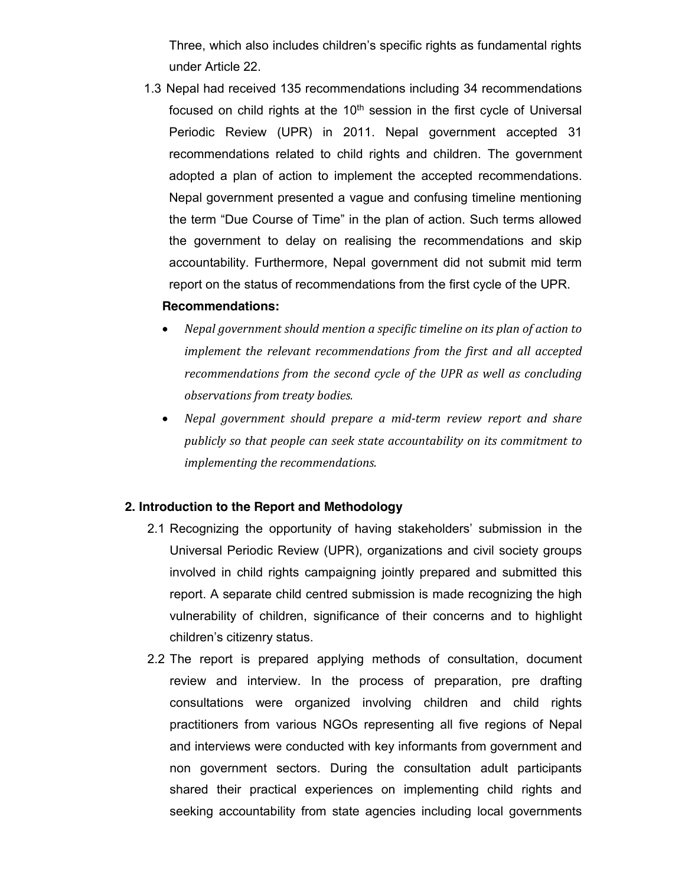Three, which also includes children's specific rights as fundamental rights under Article 22.

1.3 Nepal had received 135 recommendations including 34 recommendations focused on child rights at the 10th session in the first cycle of Universal Periodic Review (UPR) in 2011. Nepal government accepted 31 recommendations related to child rights and children. The government adopted a plan of action to implement the accepted recommendations. Nepal government presented a vague and confusing timeline mentioning the term "Due Course of Time" in the plan of action. Such terms allowed the government to delay on realising the recommendations and skip accountability. Furthermore, Nepal government did not submit mid term report on the status of recommendations from the first cycle of the UPR.

**Recommendations:**

- *Nepal government should mention a specific timeline on its plan of action to implement the relevant recommendations from the first and all accepted recommendations from the second cycle of the UPR as well as concluding observations from treaty bodies.*
- *Nepal government should prepare a mid-term review report and share publicly so that people can seek state accountability on its commitment to implementing the recommendations.*

## 2. Introduction to the Report and Methodology

2.1 Recognizing the opportunity of having stakeholders' submission in the Universal Periodic Review (UPR), organizations and civil society groups involved in child rights campaigning jointly prepared and submitted this report. A separate child centred submission is made recognizing the high vulnerability of children, significance of their concerns and to highlight children's citizenry status.

2.2 The report is prepared applying methods of consultation, document review and interview. In the process of preparation, pre drafting consultations were organized involving children and child rights practitioners from various NGOs representing all five regions of Nepal and interviews were conducted with key informants from government and non government sectors. During the consultation adult participants shared their practical experiences on implementing child rights and seeking accountability from state agencies including local governments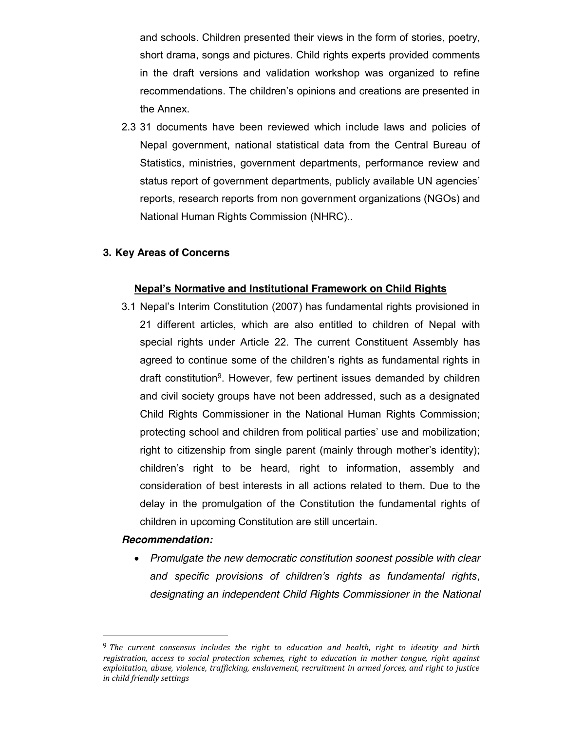and schools. Children presented their views in the form of stories, poetry, short drama, songs and pictures. Child rights experts provided comments in the draft versions and validation workshop was organized to refine recommendations. The children's opinions and creations are presented in the Annex.

2.3 31 documents have been reviewed which include laws and policies of Nepal government, national statistical data from the Central Bureau of Statistics, ministries, government departments, performance review and status report of government departments, publicly available UN agencies' reports, research reports from non government organizations (NGOs) and National Human Rights Commission (NHRC)..

## 3. Key Areas of Concerns

### <u>Nepal's Normative and Institutional Framework on Child Rights</u>

3.1 Nepal's Interim Constitution (2007) has fundamental rights provisioned in 21 different articles, which are also entitled to children of Nepal with special rights under Article 22. The current Constituent Assembly has agreed to continue some of the children's rights as fundamental rights in draft constitution[9]. However, few pertinent issues demanded by children and civil society groups have not been addressed, such as a designated Child Rights Commissioner in the National Human Rights Commission; protecting school and children from political parties' use and mobilization; right to citizenship from single parent (mainly through mother's identity); children's right to be heard, right to information, assembly and consideration of best interests in all actions related to them. Due to the delay in the promulgation of the Constitution the fundamental rights of children in upcoming Constitution are still uncertain.

***Recommendation:***

- *Promulgate the new democratic constitution soonest possible with clear and specific provisions of children's rights as fundamental rights, designating an independent Child Rights Commissioner in the National*

---

[9] *The current consensus includes the right to education and health, right to identity and birth registration, access to social protection schemes, right to education in mother tongue, right against exploitation, abuse, violence, trafficking, enslavement, recruitment in armed forces, and right to justice in child friendly settings*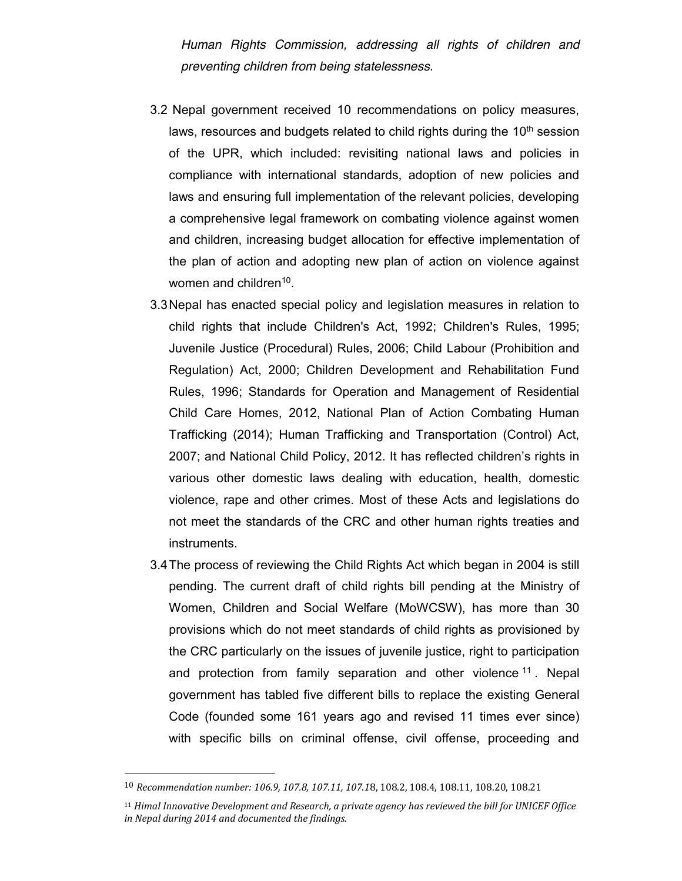*Human Rights Commission, addressing all rights of children and preventing children from being statelessness.*

3.2 Nepal government received 10 recommendations on policy measures, laws, resources and budgets related to child rights during the 10th session of the UPR, which included: revisiting national laws and policies in compliance with international standards, adoption of new policies and laws and ensuring full implementation of the relevant policies, developing a comprehensive legal framework on combating violence against women and children, increasing budget allocation for effective implementation of the plan of action and adopting new plan of action on violence against women and children[10].

3.3 Nepal has enacted special policy and legislation measures in relation to child rights that include Children's Act, 1992; Children's Rules, 1995; Juvenile Justice (Procedural) Rules, 2006; Child Labour (Prohibition and Regulation) Act, 2000; Children Development and Rehabilitation Fund Rules, 1996; Standards for Operation and Management of Residential Child Care Homes, 2012, National Plan of Action Combating Human Trafficking (2014); Human Trafficking and Transportation (Control) Act, 2007; and National Child Policy, 2012. It has reflected children's rights in various other domestic laws dealing with education, health, domestic violence, rape and other crimes. Most of these Acts and legislations do not meet the standards of the CRC and other human rights treaties and instruments.

3.4 The process of reviewing the Child Rights Act which began in 2004 is still pending. The current draft of child rights bill pending at the Ministry of Women, Children and Social Welfare (MoWCSW), has more than 30 provisions which do not meet standards of child rights as provisioned by the CRC particularly on the issues of juvenile justice, right to participation and protection from family separation and other violence[11]. Nepal government has tabled five different bills to replace the existing General Code (founded some 161 years ago and revised 11 times ever since) with specific bills on criminal offense, civil offense, proceeding and

---

[10] *Recommendation number: 106.9, 107.8, 107.11, 107.1*8, 108.2, 108.4, 108.11, 108.20, 108.21

[11] *Himal Innovative Development and Research, a private agency has reviewed the bill for UNICEF Office in Nepal during 2014 and documented the findings.*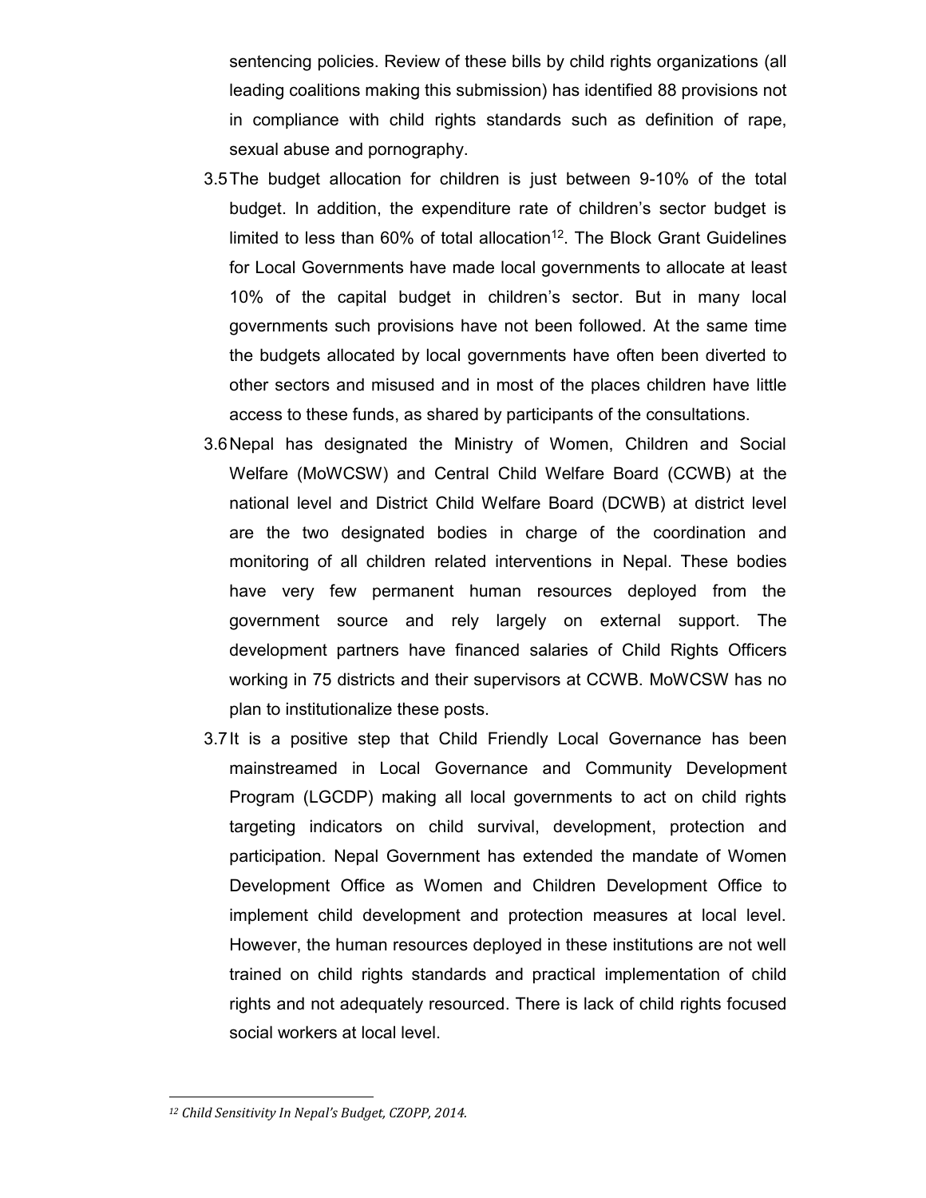sentencing policies. Review of these bills by child rights organizations (all leading coalitions making this submission) has identified 88 provisions not in compliance with child rights standards such as definition of rape, sexual abuse and pornography.

3.5 The budget allocation for children is just between 9-10% of the total budget. In addition, the expenditure rate of children's sector budget is limited to less than 60% of total allocation[12]. The Block Grant Guidelines for Local Governments have made local governments to allocate at least 10% of the capital budget in children's sector. But in many local governments such provisions have not been followed. At the same time the budgets allocated by local governments have often been diverted to other sectors and misused and in most of the places children have little access to these funds, as shared by participants of the consultations.

3.6 Nepal has designated the Ministry of Women, Children and Social Welfare (MoWCSW) and Central Child Welfare Board (CCWB) at the national level and District Child Welfare Board (DCWB) at district level are the two designated bodies in charge of the coordination and monitoring of all children related interventions in Nepal. These bodies have very few permanent human resources deployed from the government source and rely largely on external support. The development partners have financed salaries of Child Rights Officers working in 75 districts and their supervisors at CCWB. MoWCSW has no plan to institutionalize these posts.

3.7 It is a positive step that Child Friendly Local Governance has been mainstreamed in Local Governance and Community Development Program (LGCDP) making all local governments to act on child rights targeting indicators on child survival, development, protection and participation. Nepal Government has extended the mandate of Women Development Office as Women and Children Development Office to implement child development and protection measures at local level. However, the human resources deployed in these institutions are not well trained on child rights standards and practical implementation of child rights and not adequately resourced. There is lack of child rights focused social workers at local level.

---

[12] *Child Sensitivity In Nepal's Budget, CZOPP, 2014.*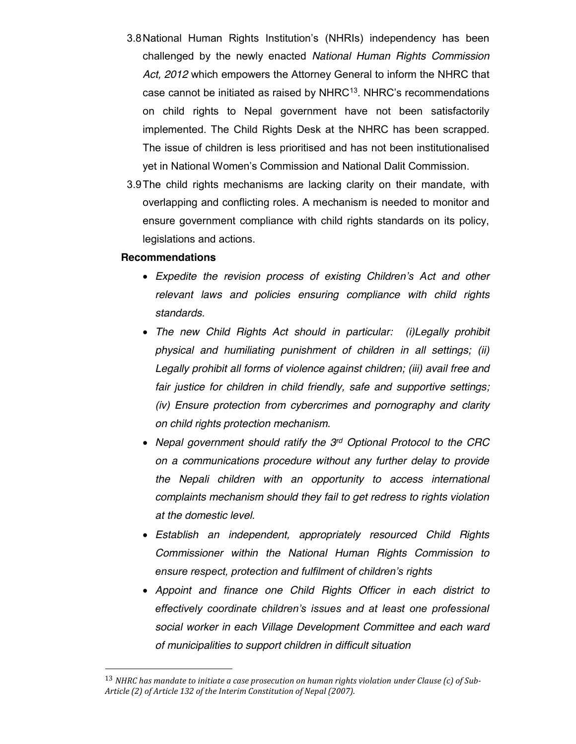3.8 National Human Rights Institution's (NHRIs) independency has been challenged by the newly enacted *National Human Rights Commission Act, 2012* which empowers the Attorney General to inform the NHRC that case cannot be initiated as raised by NHRC[13]. NHRC's recommendations on child rights to Nepal government have not been satisfactorily implemented. The Child Rights Desk at the NHRC has been scrapped. The issue of children is less prioritised and has not been institutionalised yet in National Women's Commission and National Dalit Commission.

3.9 The child rights mechanisms are lacking clarity on their mandate, with overlapping and conflicting roles. A mechanism is needed to monitor and ensure government compliance with child rights standards on its policy, legislations and actions.

**Recommendations**

- *Expedite the revision process of existing Children's Act and other relevant laws and policies ensuring compliance with child rights standards.*
- *The new Child Rights Act should in particular: (i)Legally prohibit physical and humiliating punishment of children in all settings; (ii) Legally prohibit all forms of violence against children; (iii) avail free and fair justice for children in child friendly, safe and supportive settings; (iv) Ensure protection from cybercrimes and pornography and clarity on child rights protection mechanism.*
- *Nepal government should ratify the 3rd Optional Protocol to the CRC on a communications procedure without any further delay to provide the Nepali children with an opportunity to access international complaints mechanism should they fail to get redress to rights violation at the domestic level.*
- *Establish an independent, appropriately resourced Child Rights Commissioner within the National Human Rights Commission to ensure respect, protection and fulfilment of children's rights*
- *Appoint and finance one Child Rights Officer in each district to effectively coordinate children's issues and at least one professional social worker in each Village Development Committee and each ward of municipalities to support children in difficult situation*

---

[13] *NHRC has mandate to initiate a case prosecution on human rights violation under Clause (c) of Sub-Article (2) of Article 132 of the Interim Constitution of Nepal (2007).*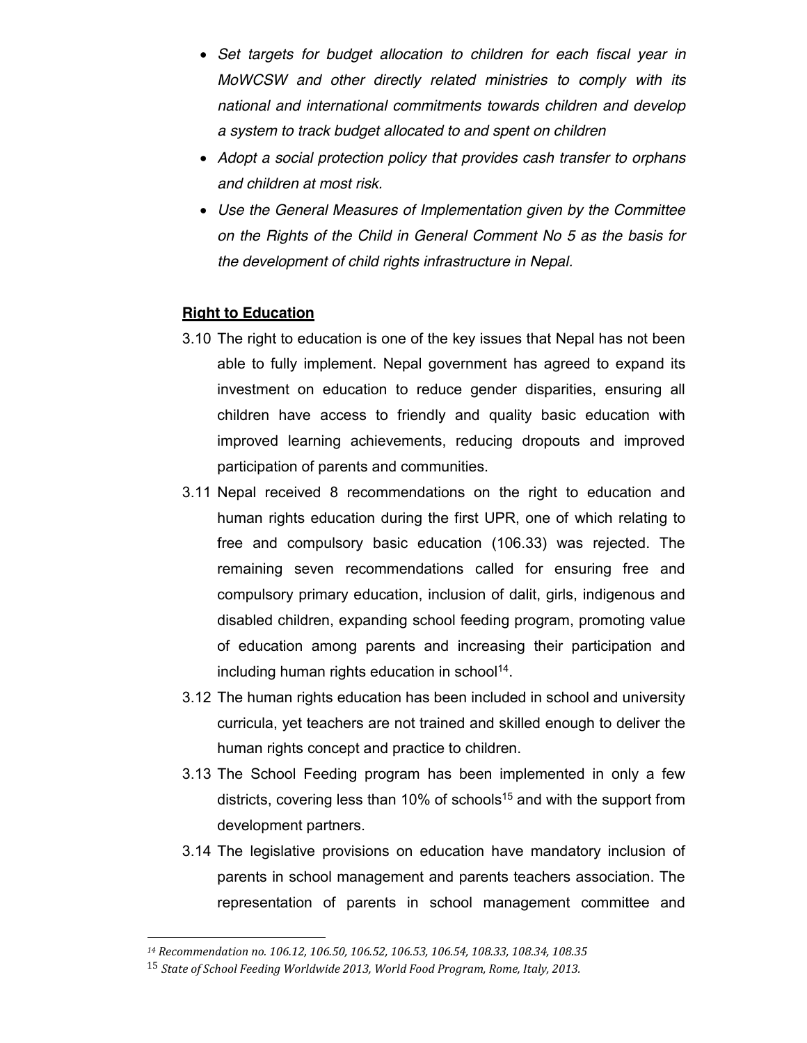- *Set targets for budget allocation to children for each fiscal year in MoWCSW and other directly related ministries to comply with its national and international commitments towards children and develop a system to track budget allocated to and spent on children*
- *Adopt a social protection policy that provides cash transfer to orphans and children at most risk.*
- *Use the General Measures of Implementation given by the Committee on the Rights of the Child in General Comment No 5 as the basis for the development of child rights infrastructure in Nepal.*

**Right to Education**

3.10 The right to education is one of the key issues that Nepal has not been able to fully implement. Nepal government has agreed to expand its investment on education to reduce gender disparities, ensuring all children have access to friendly and quality basic education with improved learning achievements, reducing dropouts and improved participation of parents and communities.

3.11 Nepal received 8 recommendations on the right to education and human rights education during the first UPR, one of which relating to free and compulsory basic education (106.33) was rejected. The remaining seven recommendations called for ensuring free and compulsory primary education, inclusion of dalit, girls, indigenous and disabled children, expanding school feeding program, promoting value of education among parents and increasing their participation and including human rights education in school[14].

3.12 The human rights education has been included in school and university curricula, yet teachers are not trained and skilled enough to deliver the human rights concept and practice to children.

3.13 The School Feeding program has been implemented in only a few districts, covering less than 10% of schools[15] and with the support from development partners.

3.14 The legislative provisions on education have mandatory inclusion of parents in school management and parents teachers association. The representation of parents in school management committee and

---

[14] *Recommendation no. 106.12, 106.50, 106.52, 106.53, 106.54, 108.33, 108.34, 108.35*

[15] *State of School Feeding Worldwide 2013, World Food Program, Rome, Italy, 2013.*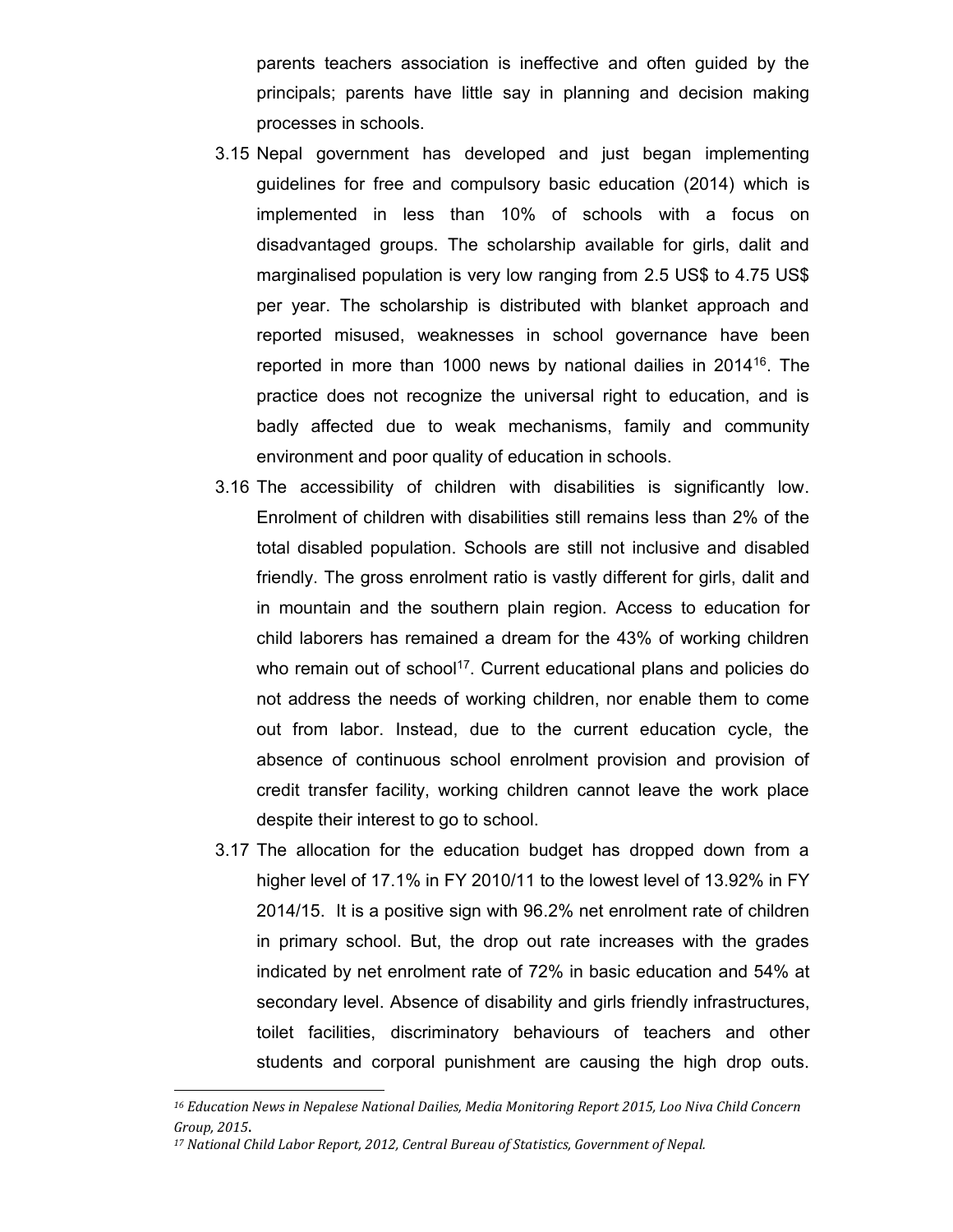parents teachers association is ineffective and often guided by the principals; parents have little say in planning and decision making processes in schools.

3.15 Nepal government has developed and just began implementing guidelines for free and compulsory basic education (2014) which is implemented in less than 10% of schools with a focus on disadvantaged groups. The scholarship available for girls, dalit and marginalised population is very low ranging from 2.5 US$ to 4.75 US$ per year. The scholarship is distributed with blanket approach and reported misused, weaknesses in school governance have been reported in more than 1000 news by national dailies in 2014[16]. The practice does not recognize the universal right to education, and is badly affected due to weak mechanisms, family and community environment and poor quality of education in schools.

3.16 The accessibility of children with disabilities is significantly low. Enrolment of children with disabilities still remains less than 2% of the total disabled population. Schools are still not inclusive and disabled friendly. The gross enrolment ratio is vastly different for girls, dalit and in mountain and the southern plain region. Access to education for child laborers has remained a dream for the 43% of working children who remain out of school[17]. Current educational plans and policies do not address the needs of working children, nor enable them to come out from labor. Instead, due to the current education cycle, the absence of continuous school enrolment provision and provision of credit transfer facility, working children cannot leave the work place despite their interest to go to school.

3.17 The allocation for the education budget has dropped down from a higher level of 17.1% in FY 2010/11 to the lowest level of 13.92% in FY 2014/15. It is a positive sign with 96.2% net enrolment rate of children in primary school. But, the drop out rate increases with the grades indicated by net enrolment rate of 72% in basic education and 54% at secondary level. Absence of disability and girls friendly infrastructures, toilet facilities, discriminatory behaviours of teachers and other students and corporal punishment are causing the high drop outs.

---

[16] *Education News in Nepalese National Dailies, Media Monitoring Report 2015, Loo Niva Child Concern Group, 2015*.

[17] *National Child Labor Report, 2012, Central Bureau of Statistics, Government of Nepal.*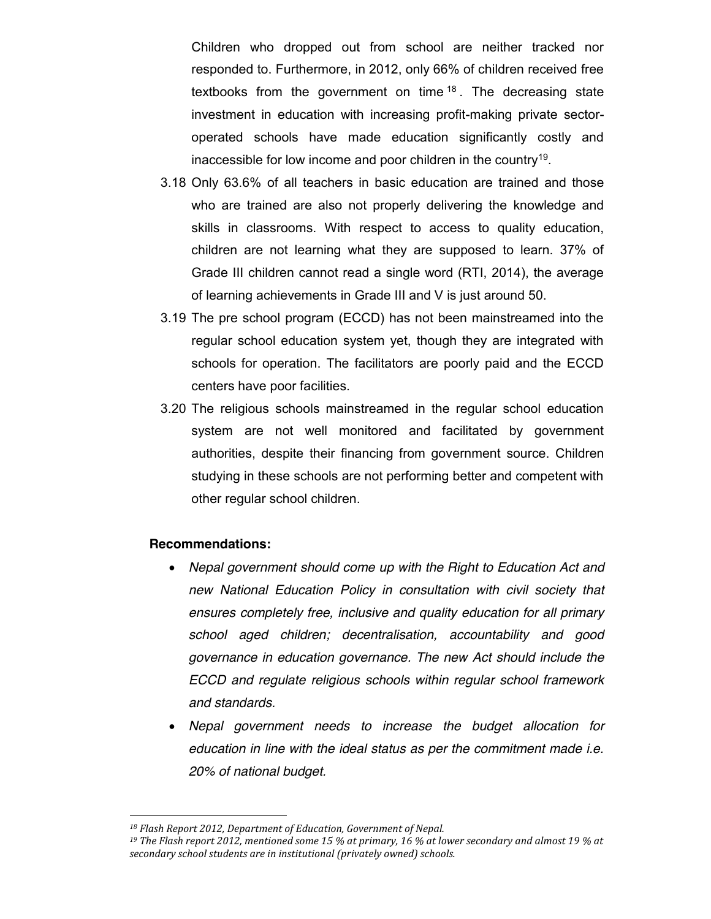Children who dropped out from school are neither tracked nor responded to. Furthermore, in 2012, only 66% of children received free textbooks from the government on time[18]. The decreasing state investment in education with increasing profit-making private sector-operated schools have made education significantly costly and inaccessible for low income and poor children in the country[19].

3.18 Only 63.6% of all teachers in basic education are trained and those who are trained are also not properly delivering the knowledge and skills in classrooms. With respect to access to quality education, children are not learning what they are supposed to learn. 37% of Grade III children cannot read a single word (RTI, 2014), the average of learning achievements in Grade III and V is just around 50.

3.19 The pre school program (ECCD) has not been mainstreamed into the regular school education system yet, though they are integrated with schools for operation. The facilitators are poorly paid and the ECCD centers have poor facilities.

3.20 The religious schools mainstreamed in the regular school education system are not well monitored and facilitated by government authorities, despite their financing from government source. Children studying in these schools are not performing better and competent with other regular school children.

**Recommendations:**

- *Nepal government should come up with the Right to Education Act and new National Education Policy in consultation with civil society that ensures completely free, inclusive and quality education for all primary school aged children; decentralisation, accountability and good governance in education governance. The new Act should include the ECCD and regulate religious schools within regular school framework and standards.*
- *Nepal government needs to increase the budget allocation for education in line with the ideal status as per the commitment made i.e. 20% of national budget.*

---

[18] *Flash Report 2012, Department of Education, Government of Nepal.*

[19] *The Flash report 2012, mentioned some 15 % at primary, 16 % at lower secondary and almost 19 % at secondary school students are in institutional (privately owned) schools.*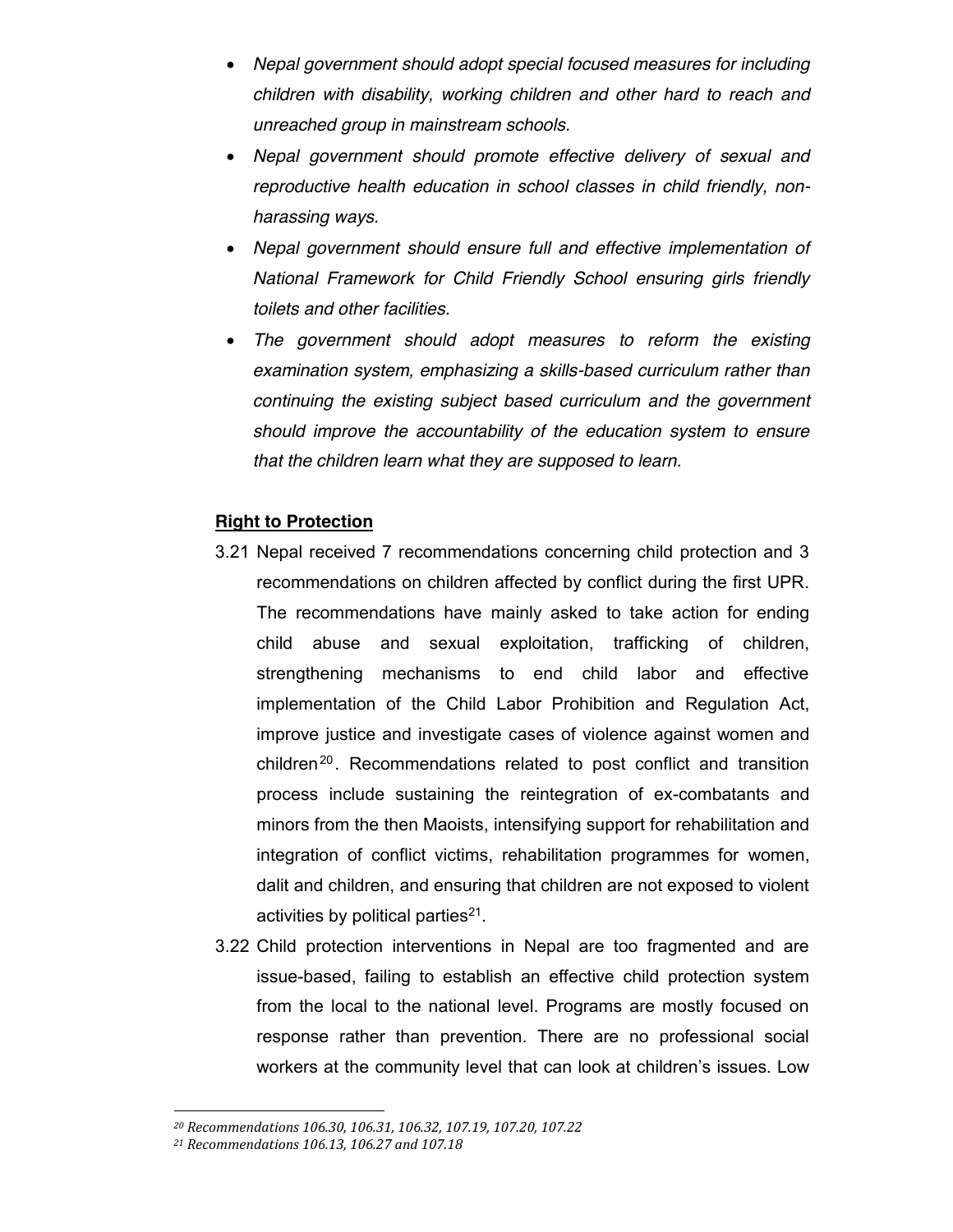- *Nepal government should adopt special focused measures for including children with disability, working children and other hard to reach and unreached group in mainstream schools.*
- *Nepal government should promote effective delivery of sexual and reproductive health education in school classes in child friendly, non-harassing ways.*
- *Nepal government should ensure full and effective implementation of National Framework for Child Friendly School ensuring girls friendly toilets and other facilities.*
- *The government should adopt measures to reform the existing examination system, emphasizing a skills-based curriculum rather than continuing the existing subject based curriculum and the government should improve the accountability of the education system to ensure that the children learn what they are supposed to learn.*

**Right to Protection**

3.21 Nepal received 7 recommendations concerning child protection and 3 recommendations on children affected by conflict during the first UPR. The recommendations have mainly asked to take action for ending child abuse and sexual exploitation, trafficking of children, strengthening mechanisms to end child labor and effective implementation of the Child Labor Prohibition and Regulation Act, improve justice and investigate cases of violence against women and children[20]. Recommendations related to post conflict and transition process include sustaining the reintegration of ex-combatants and minors from the then Maoists, intensifying support for rehabilitation and integration of conflict victims, rehabilitation programmes for women, dalit and children, and ensuring that children are not exposed to violent activities by political parties[21].

3.22 Child protection interventions in Nepal are too fragmented and are issue-based, failing to establish an effective child protection system from the local to the national level. Programs are mostly focused on response rather than prevention. There are no professional social workers at the community level that can look at children's issues. Low

---

[20] *Recommendations 106.30, 106.31, 106.32, 107.19, 107.20, 107.22*

[21] *Recommendations 106.13, 106.27 and 107.18*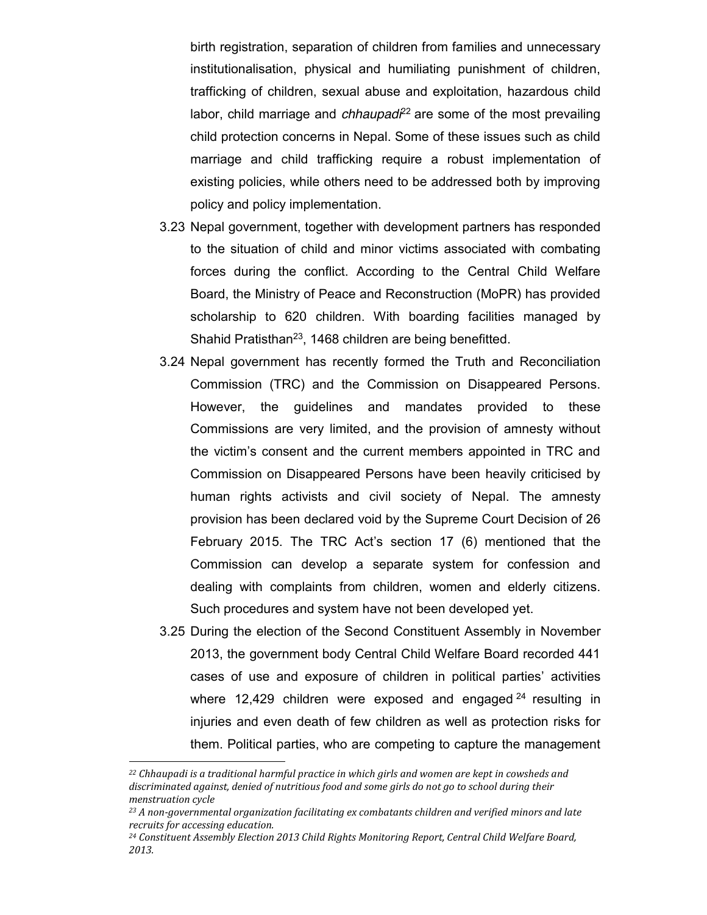birth registration, separation of children from families and unnecessary institutionalisation, physical and humiliating punishment of children, trafficking of children, sexual abuse and exploitation, hazardous child labor, child marriage and *chhaupadi*[22] are some of the most prevailing child protection concerns in Nepal. Some of these issues such as child marriage and child trafficking require a robust implementation of existing policies, while others need to be addressed both by improving policy and policy implementation.

3.23 Nepal government, together with development partners has responded to the situation of child and minor victims associated with combating forces during the conflict. According to the Central Child Welfare Board, the Ministry of Peace and Reconstruction (MoPR) has provided scholarship to 620 children. With boarding facilities managed by Shahid Pratisthan[23], 1468 children are being benefitted.

3.24 Nepal government has recently formed the Truth and Reconciliation Commission (TRC) and the Commission on Disappeared Persons. However, the guidelines and mandates provided to these Commissions are very limited, and the provision of amnesty without the victim's consent and the current members appointed in TRC and Commission on Disappeared Persons have been heavily criticised by human rights activists and civil society of Nepal. The amnesty provision has been declared void by the Supreme Court Decision of 26 February 2015. The TRC Act's section 17 (6) mentioned that the Commission can develop a separate system for confession and dealing with complaints from children, women and elderly citizens. Such procedures and system have not been developed yet.

3.25 During the election of the Second Constituent Assembly in November 2013, the government body Central Child Welfare Board recorded 441 cases of use and exposure of children in political parties' activities where 12,429 children were exposed and engaged[24] resulting in injuries and even death of few children as well as protection risks for them. Political parties, who are competing to capture the management

---

[22] *Chhaupadi is a traditional harmful practice in which girls and women are kept in cowsheds and discriminated against, denied of nutritious food and some girls do not go to school during their menstruation cycle*

[23] *A non-governmental organization facilitating ex combatants children and verified minors and late recruits for accessing education.*

[24] *Constituent Assembly Election 2013 Child Rights Monitoring Report, Central Child Welfare Board, 2013.*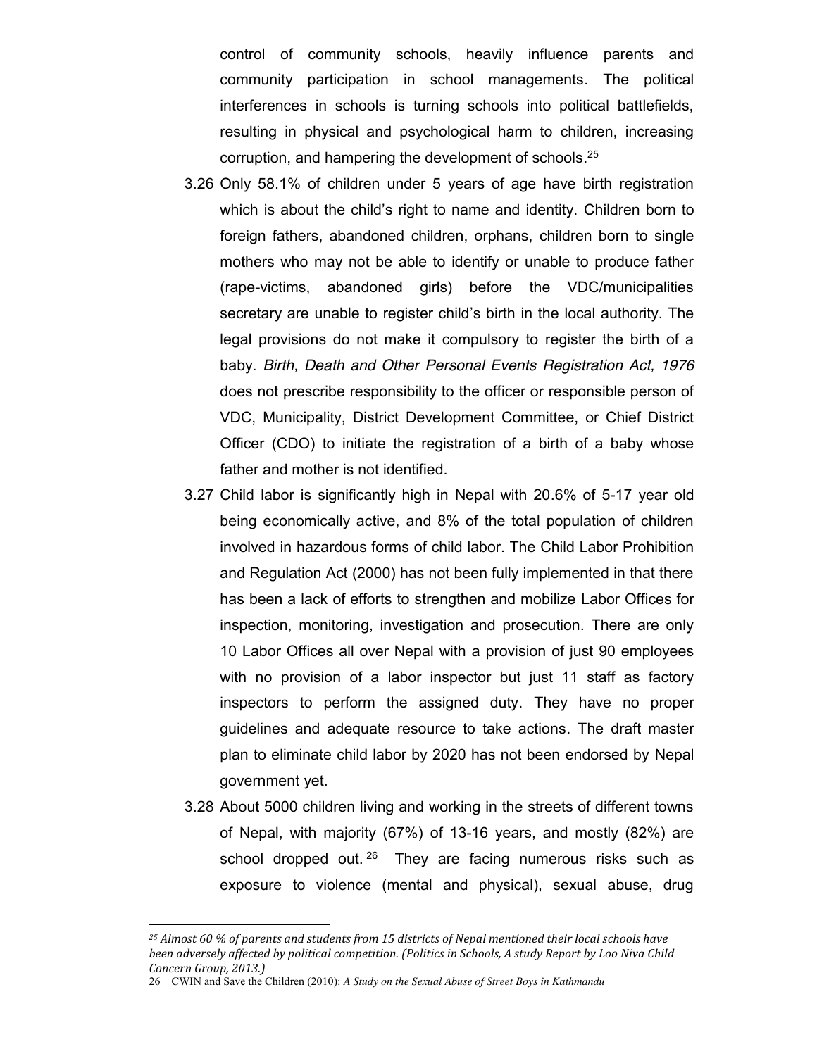control of community schools, heavily influence parents and community participation in school managements. The political interferences in schools is turning schools into political battlefields, resulting in physical and psychological harm to children, increasing corruption, and hampering the development of schools.[25]

3.26 Only 58.1% of children under 5 years of age have birth registration which is about the child's right to name and identity. Children born to foreign fathers, abandoned children, orphans, children born to single mothers who may not be able to identify or unable to produce father (rape-victims, abandoned girls) before the VDC/municipalities secretary are unable to register child's birth in the local authority. The legal provisions do not make it compulsory to register the birth of a baby. *Birth, Death and Other Personal Events Registration Act, 1976* does not prescribe responsibility to the officer or responsible person of VDC, Municipality, District Development Committee, or Chief District Officer (CDO) to initiate the registration of a birth of a baby whose father and mother is not identified.

3.27 Child labor is significantly high in Nepal with 20.6% of 5-17 year old being economically active, and 8% of the total population of children involved in hazardous forms of child labor. The Child Labor Prohibition and Regulation Act (2000) has not been fully implemented in that there has been a lack of efforts to strengthen and mobilize Labor Offices for inspection, monitoring, investigation and prosecution. There are only 10 Labor Offices all over Nepal with a provision of just 90 employees with no provision of a labor inspector but just 11 staff as factory inspectors to perform the assigned duty. They have no proper guidelines and adequate resource to take actions. The draft master plan to eliminate child labor by 2020 has not been endorsed by Nepal government yet.

3.28 About 5000 children living and working in the streets of different towns of Nepal, with majority (67%) of 13-16 years, and mostly (82%) are school dropped out.[26] They are facing numerous risks such as exposure to violence (mental and physical), sexual abuse, drug

---

[25] *Almost 60 % of parents and students from 15 districts of Nepal mentioned their local schools have been adversely affected by political competition. (Politics in Schools, A study Report by Loo Niva Child Concern Group, 2013.)*

[26] CWIN and Save the Children (2010): *A Study on the Sexual Abuse of Street Boys in Kathmandu*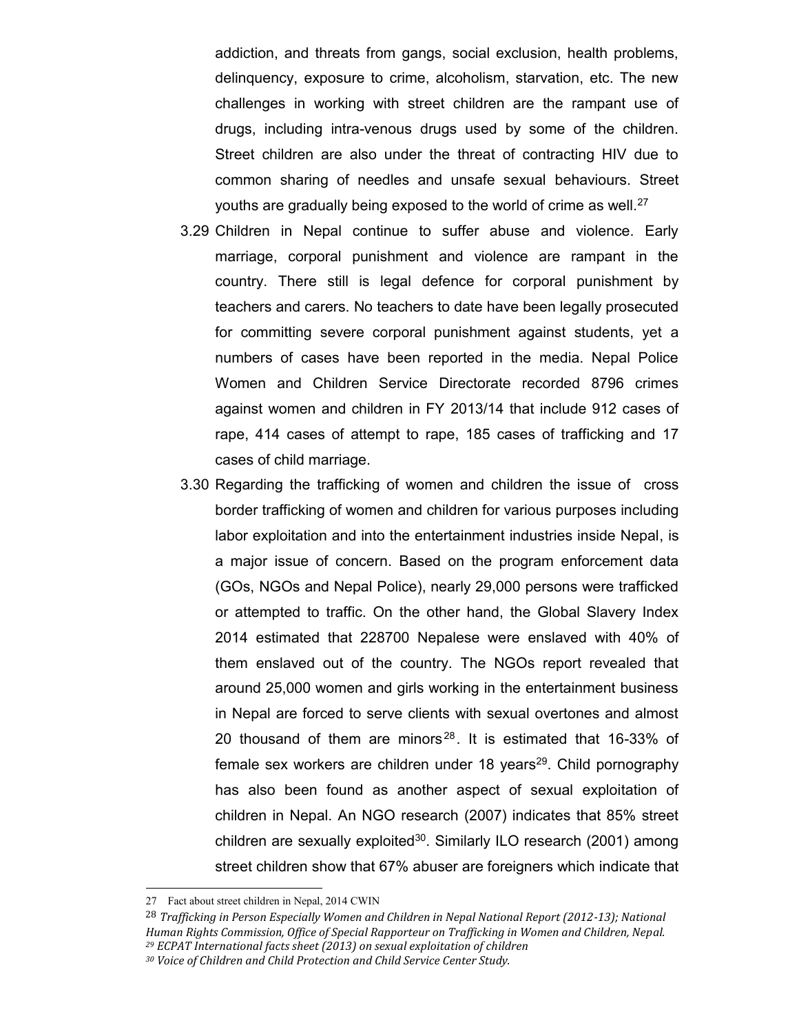addiction, and threats from gangs, social exclusion, health problems, delinquency, exposure to crime, alcoholism, starvation, etc. The new challenges in working with street children are the rampant use of drugs, including intra-venous drugs used by some of the children. Street children are also under the threat of contracting HIV due to common sharing of needles and unsafe sexual behaviours. Street youths are gradually being exposed to the world of crime as well.[27]

3.29 Children in Nepal continue to suffer abuse and violence. Early marriage, corporal punishment and violence are rampant in the country. There still is legal defence for corporal punishment by teachers and carers. No teachers to date have been legally prosecuted for committing severe corporal punishment against students, yet a numbers of cases have been reported in the media. Nepal Police Women and Children Service Directorate recorded 8796 crimes against women and children in FY 2013/14 that include 912 cases of rape, 414 cases of attempt to rape, 185 cases of trafficking and 17 cases of child marriage.

3.30 Regarding the trafficking of women and children the issue of cross border trafficking of women and children for various purposes including labor exploitation and into the entertainment industries inside Nepal, is a major issue of concern. Based on the program enforcement data (GOs, NGOs and Nepal Police), nearly 29,000 persons were trafficked or attempted to traffic. On the other hand, the Global Slavery Index 2014 estimated that 228700 Nepalese were enslaved with 40% of them enslaved out of the country. The NGOs report revealed that around 25,000 women and girls working in the entertainment business in Nepal are forced to serve clients with sexual overtones and almost 20 thousand of them are minors[28]. It is estimated that 16-33% of female sex workers are children under 18 years[29]. Child pornography has also been found as another aspect of sexual exploitation of children in Nepal. An NGO research (2007) indicates that 85% street children are sexually exploited[30]. Similarly ILO research (2001) among street children show that 67% abuser are foreigners which indicate that

---

27 Fact about street children in Nepal, 2014 CWIN

28 *Trafficking in Person Especially Women and Children in Nepal National Report (2012-13); National Human Rights Commission, Office of Special Rapporteur on Trafficking in Women and Children, Nepal.*

29 *ECPAT International facts sheet (2013) on sexual exploitation of children*

30 *Voice of Children and Child Protection and Child Service Center Study.*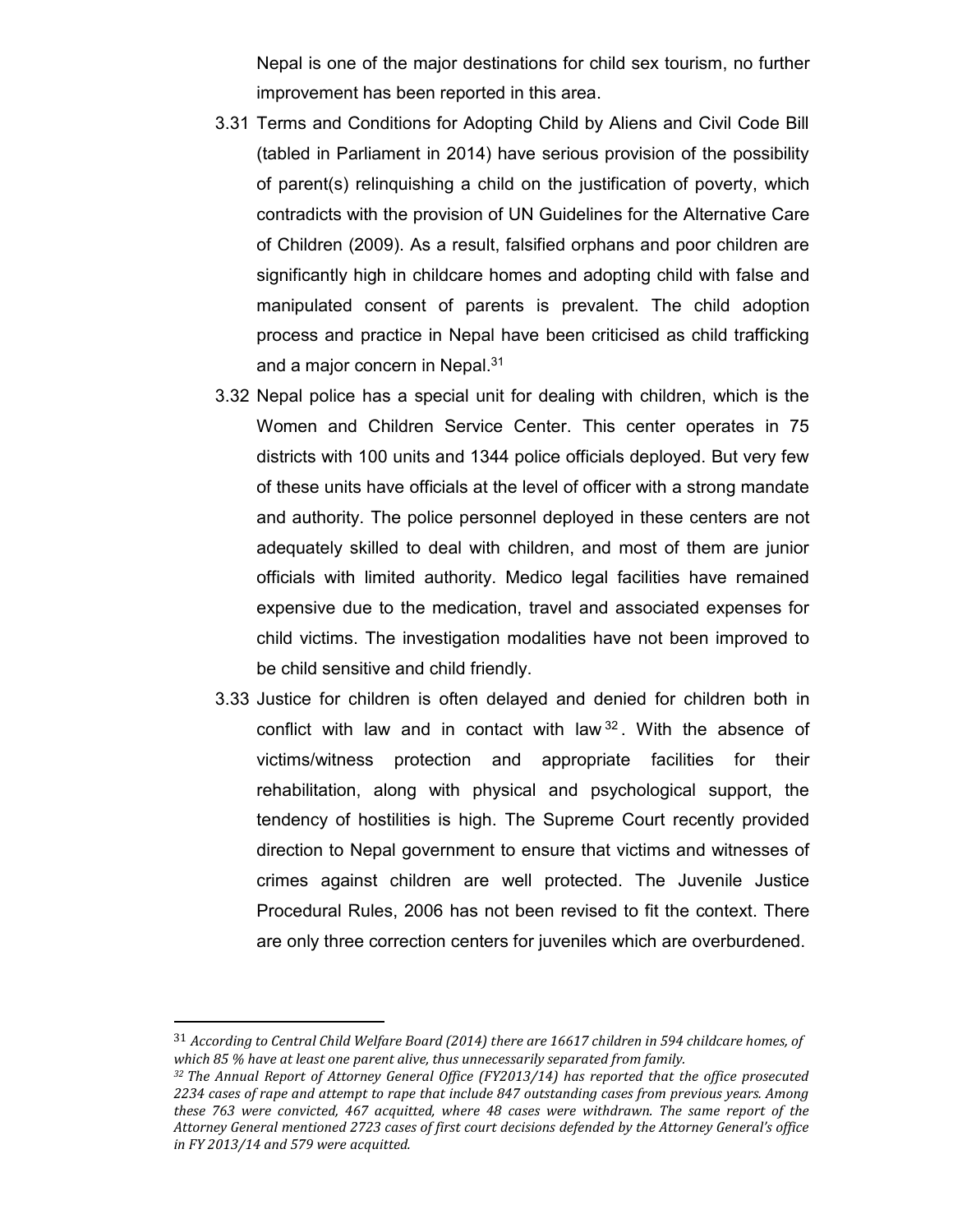Nepal is one of the major destinations for child sex tourism, no further improvement has been reported in this area.

3.31 Terms and Conditions for Adopting Child by Aliens and Civil Code Bill (tabled in Parliament in 2014) have serious provision of the possibility of parent(s) relinquishing a child on the justification of poverty, which contradicts with the provision of UN Guidelines for the Alternative Care of Children (2009). As a result, falsified orphans and poor children are significantly high in childcare homes and adopting child with false and manipulated consent of parents is prevalent. The child adoption process and practice in Nepal have been criticised as child trafficking and a major concern in Nepal.[31]

3.32 Nepal police has a special unit for dealing with children, which is the Women and Children Service Center. This center operates in 75 districts with 100 units and 1344 police officials deployed. But very few of these units have officials at the level of officer with a strong mandate and authority. The police personnel deployed in these centers are not adequately skilled to deal with children, and most of them are junior officials with limited authority. Medico legal facilities have remained expensive due to the medication, travel and associated expenses for child victims. The investigation modalities have not been improved to be child sensitive and child friendly.

3.33 Justice for children is often delayed and denied for children both in conflict with law and in contact with law[32]. With the absence of victims/witness protection and appropriate facilities for their rehabilitation, along with physical and psychological support, the tendency of hostilities is high. The Supreme Court recently provided direction to Nepal government to ensure that victims and witnesses of crimes against children are well protected. The Juvenile Justice Procedural Rules, 2006 has not been revised to fit the context. There are only three correction centers for juveniles which are overburdened.

---

[31] *According to Central Child Welfare Board (2014) there are 16617 children in 594 childcare homes, of which 85 % have at least one parent alive, thus unnecessarily separated from family.*

[32] *The Annual Report of Attorney General Office (FY2013/14) has reported that the office prosecuted 2234 cases of rape and attempt to rape that include 847 outstanding cases from previous years. Among these 763 were convicted, 467 acquitted, where 48 cases were withdrawn. The same report of the Attorney General mentioned 2723 cases of first court decisions defended by the Attorney General's office in FY 2013/14 and 579 were acquitted.*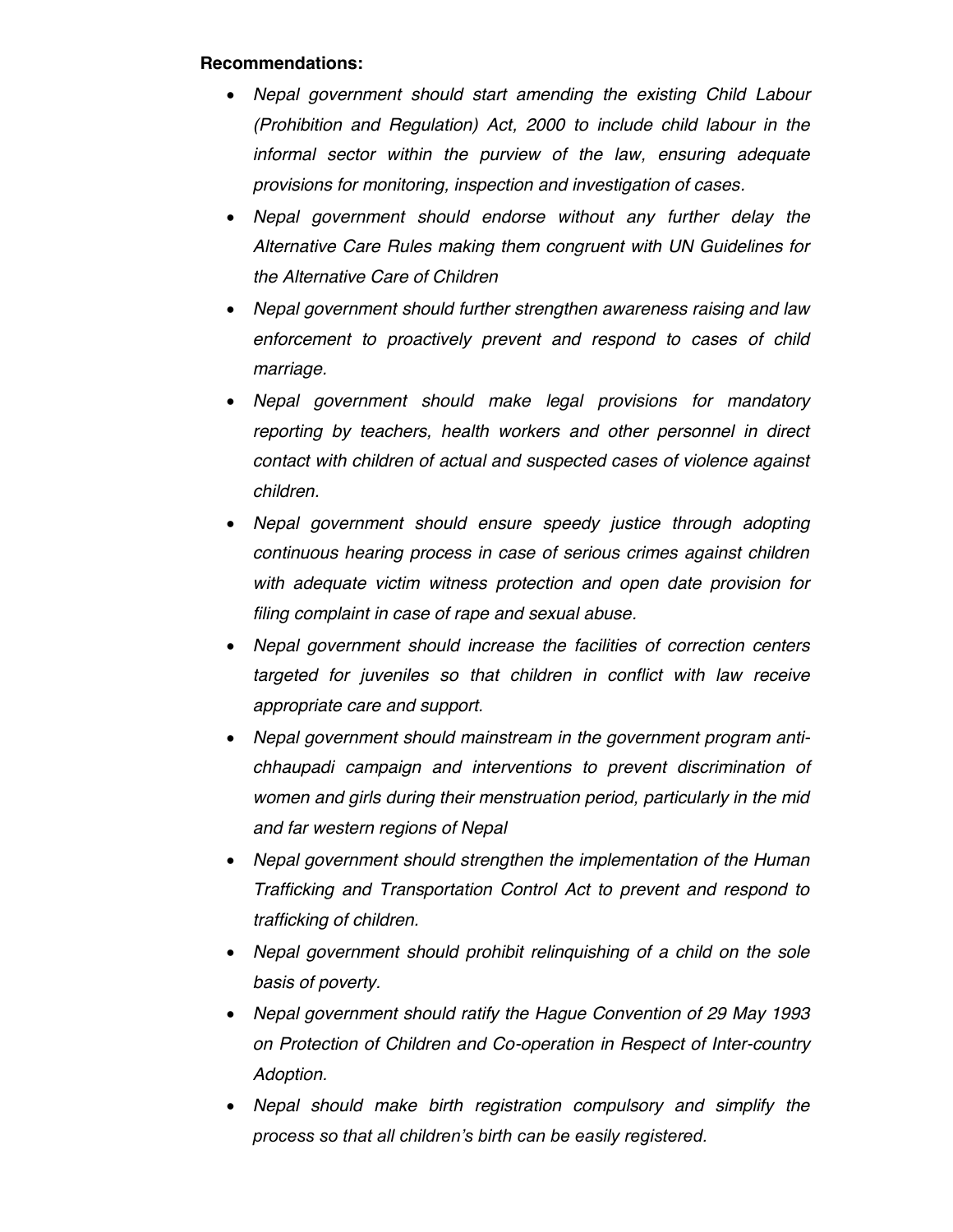**Recommendations:**

- *Nepal government should start amending the existing Child Labour (Prohibition and Regulation) Act, 2000 to include child labour in the informal sector within the purview of the law, ensuring adequate provisions for monitoring, inspection and investigation of cases.*
- *Nepal government should endorse without any further delay the Alternative Care Rules making them congruent with UN Guidelines for the Alternative Care of Children*
- *Nepal government should further strengthen awareness raising and law enforcement to proactively prevent and respond to cases of child marriage.*
- *Nepal government should make legal provisions for mandatory reporting by teachers, health workers and other personnel in direct contact with children of actual and suspected cases of violence against children.*
- *Nepal government should ensure speedy justice through adopting continuous hearing process in case of serious crimes against children with adequate victim witness protection and open date provision for filing complaint in case of rape and sexual abuse.*
- *Nepal government should increase the facilities of correction centers targeted for juveniles so that children in conflict with law receive appropriate care and support.*
- *Nepal government should mainstream in the government program anti-chhaupadi campaign and interventions to prevent discrimination of women and girls during their menstruation period, particularly in the mid and far western regions of Nepal*
- *Nepal government should strengthen the implementation of the Human Trafficking and Transportation Control Act to prevent and respond to trafficking of children.*
- *Nepal government should prohibit relinquishing of a child on the sole basis of poverty.*
- *Nepal government should ratify the Hague Convention of 29 May 1993 on Protection of Children and Co-operation in Respect of Inter-country Adoption.*
- *Nepal should make birth registration compulsory and simplify the process so that all children's birth can be easily registered.*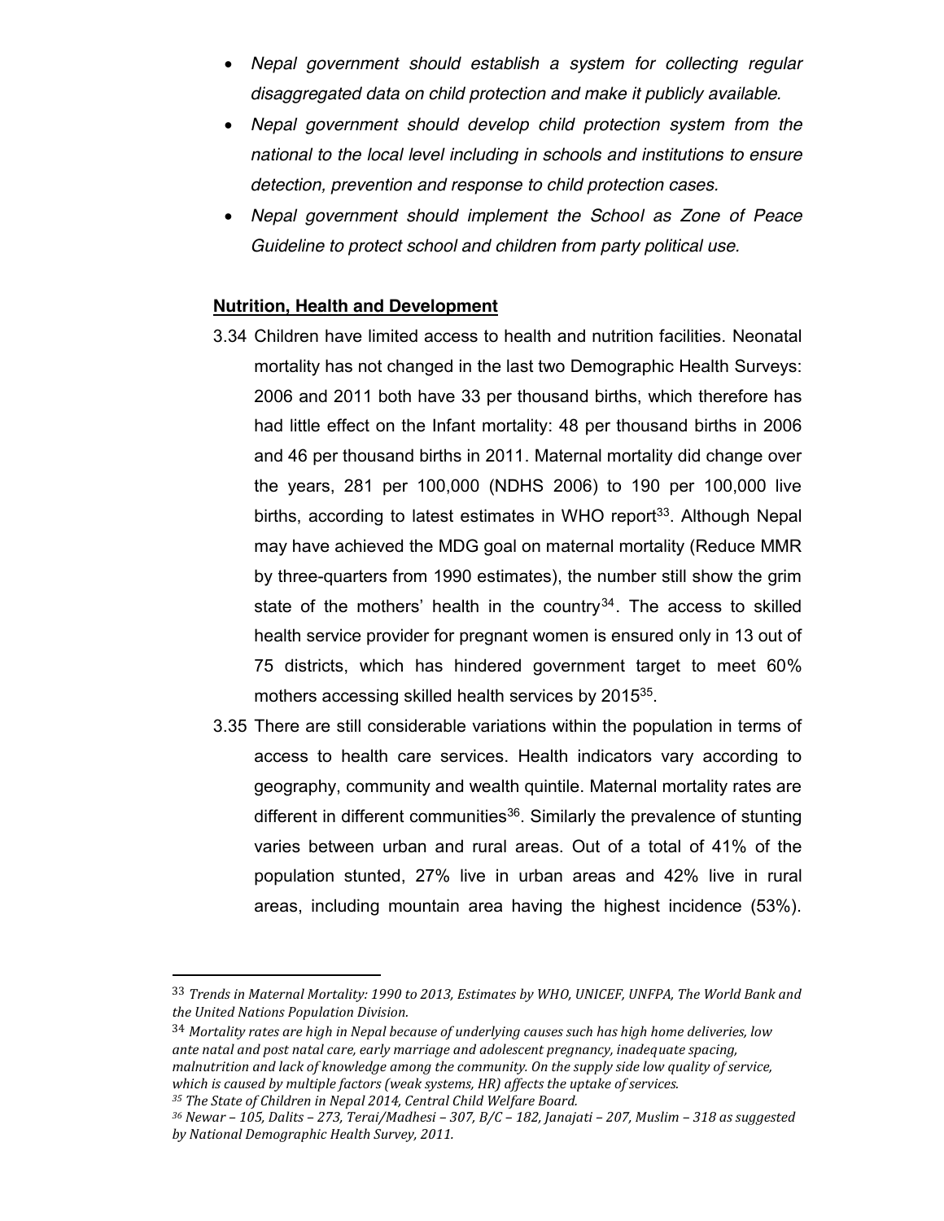- *Nepal government should establish a system for collecting regular disaggregated data on child protection and make it publicly available.*
- *Nepal government should develop child protection system from the national to the local level including in schools and institutions to ensure detection, prevention and response to child protection cases.*
- *Nepal government should implement the School as Zone of Peace Guideline to protect school and children from party political use.*

**Nutrition, Health and Development**

3.34 Children have limited access to health and nutrition facilities. Neonatal mortality has not changed in the last two Demographic Health Surveys: 2006 and 2011 both have 33 per thousand births, which therefore has had little effect on the Infant mortality: 48 per thousand births in 2006 and 46 per thousand births in 2011. Maternal mortality did change over the years, 281 per 100,000 (NDHS 2006) to 190 per 100,000 live births, according to latest estimates in WHO report[33]. Although Nepal may have achieved the MDG goal on maternal mortality (Reduce MMR by three-quarters from 1990 estimates), the number still show the grim state of the mothers' health in the country[34]. The access to skilled health service provider for pregnant women is ensured only in 13 out of 75 districts, which has hindered government target to meet 60% mothers accessing skilled health services by 2015[35].

3.35 There are still considerable variations within the population in terms of access to health care services. Health indicators vary according to geography, community and wealth quintile. Maternal mortality rates are different in different communities[36]. Similarly the prevalence of stunting varies between urban and rural areas. Out of a total of 41% of the population stunted, 27% live in urban areas and 42% live in rural areas, including mountain area having the highest incidence (53%).

---

[33] *Trends in Maternal Mortality: 1990 to 2013, Estimates by WHO, UNICEF, UNFPA, The World Bank and the United Nations Population Division.*

[34] *Mortality rates are high in Nepal because of underlying causes such has high home deliveries, low ante natal and post natal care, early marriage and adolescent pregnancy, inadequate spacing, malnutrition and lack of knowledge among the community. On the supply side low quality of service, which is caused by multiple factors (weak systems, HR) affects the uptake of services.*

[35] *The State of Children in Nepal 2014, Central Child Welfare Board.*

[36] *Newar – 105, Dalits – 273, Terai/Madhesi – 307, B/C – 182, Janajati – 207, Muslim – 318 as suggested by National Demographic Health Survey, 2011.*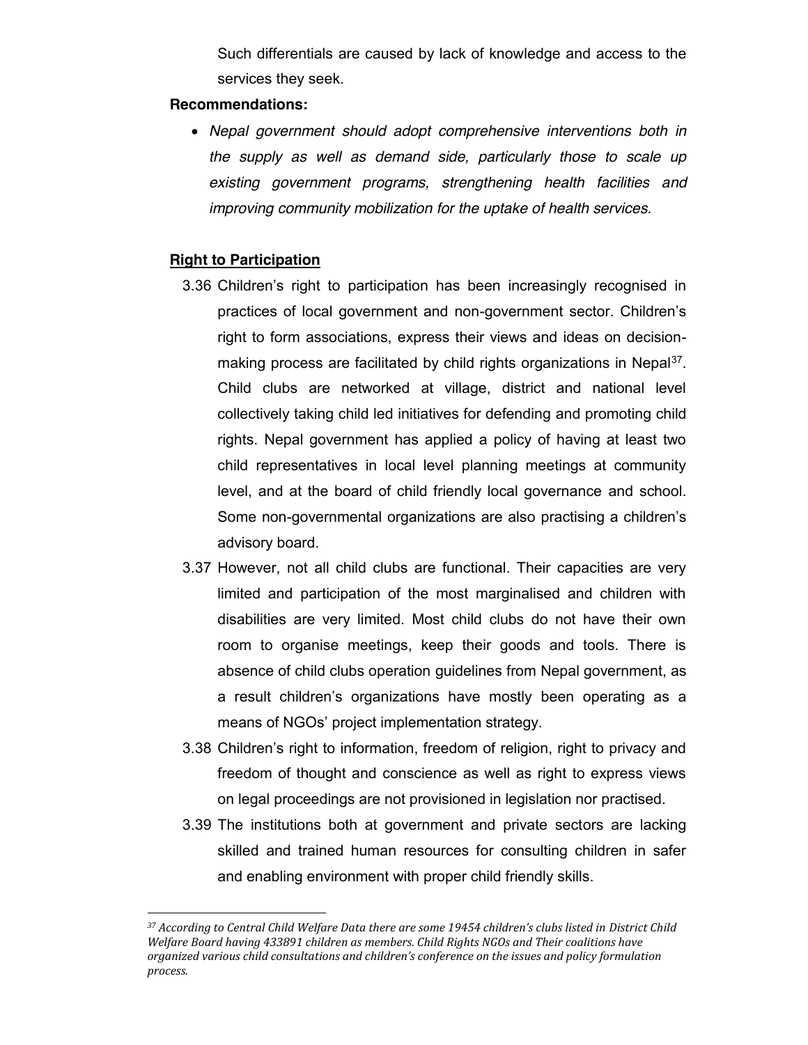Such differentials are caused by lack of knowledge and access to the services they seek.

**Recommendations:**

- *Nepal government should adopt comprehensive interventions both in the supply as well as demand side, particularly those to scale up existing government programs, strengthening health facilities and improving community mobilization for the uptake of health services.*

**Right to Participation**

3.36 Children's right to participation has been increasingly recognised in practices of local government and non-government sector. Children's right to form associations, express their views and ideas on decision-making process are facilitated by child rights organizations in Nepal[37]. Child clubs are networked at village, district and national level collectively taking child led initiatives for defending and promoting child rights. Nepal government has applied a policy of having at least two child representatives in local level planning meetings at community level, and at the board of child friendly local governance and school. Some non-governmental organizations are also practising a children's advisory board.

3.37 However, not all child clubs are functional. Their capacities are very limited and participation of the most marginalised and children with disabilities are very limited. Most child clubs do not have their own room to organise meetings, keep their goods and tools. There is absence of child clubs operation guidelines from Nepal government, as a result children's organizations have mostly been operating as a means of NGOs' project implementation strategy.

3.38 Children's right to information, freedom of religion, right to privacy and freedom of thought and conscience as well as right to express views on legal proceedings are not provisioned in legislation nor practised.

3.39 The institutions both at government and private sectors are lacking skilled and trained human resources for consulting children in safer and enabling environment with proper child friendly skills.

---

[37] *According to Central Child Welfare Data there are some 19454 children's clubs listed in District Child Welfare Board having 433891 children as members. Child Rights NGOs and Their coalitions have organized various child consultations and children's conference on the issues and policy formulation process.*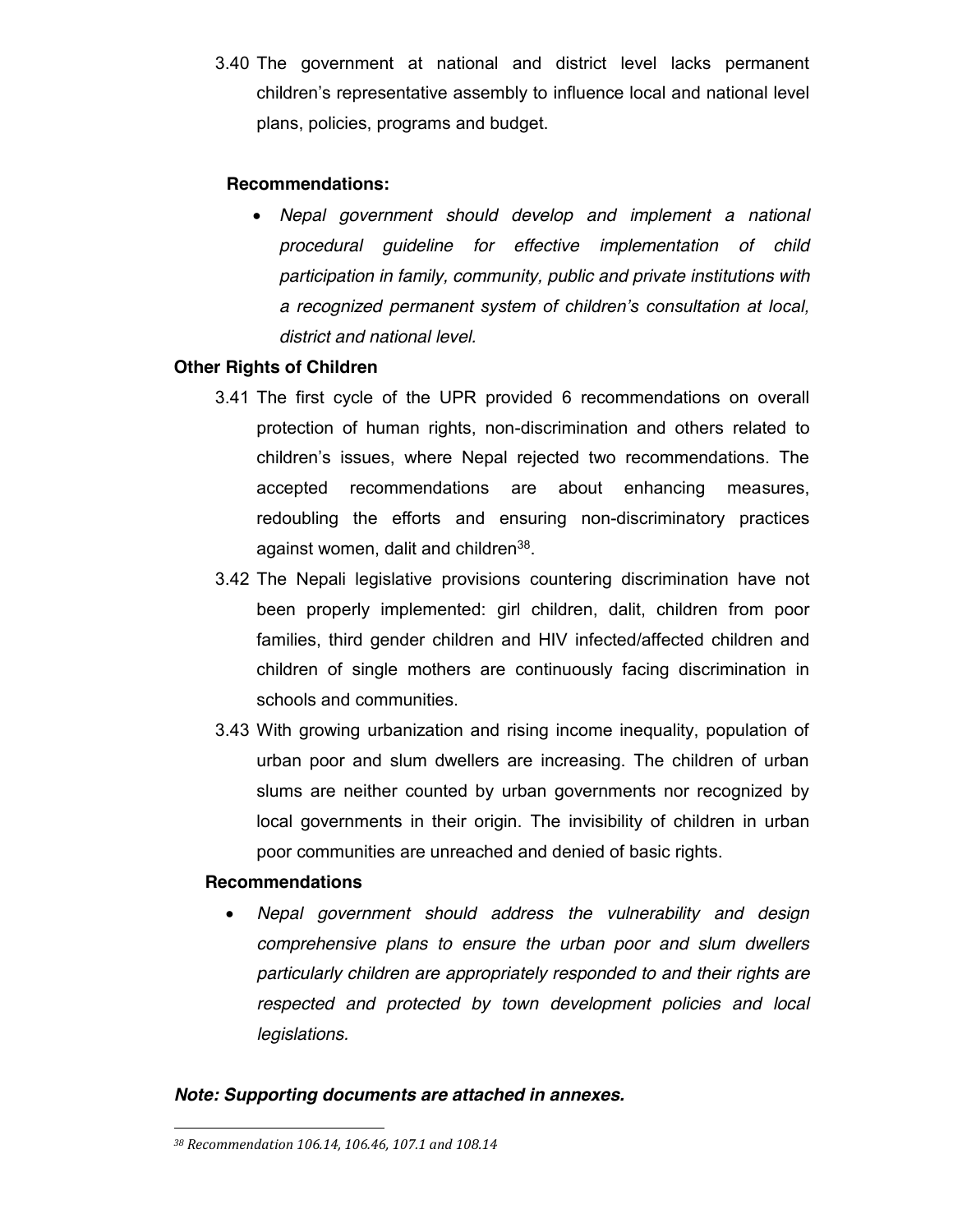3.40 The government at national and district level lacks permanent children's representative assembly to influence local and national level plans, policies, programs and budget.

**Recommendations:**

- *Nepal government should develop and implement a national procedural guideline for effective implementation of child participation in family, community, public and private institutions with a recognized permanent system of children's consultation at local, district and national level.*

**Other Rights of Children**

3.41 The first cycle of the UPR provided 6 recommendations on overall protection of human rights, non-discrimination and others related to children's issues, where Nepal rejected two recommendations. The accepted recommendations are about enhancing measures, redoubling the efforts and ensuring non-discriminatory practices against women, dalit and children[38].

3.42 The Nepali legislative provisions countering discrimination have not been properly implemented: girl children, dalit, children from poor families, third gender children and HIV infected/affected children and children of single mothers are continuously facing discrimination in schools and communities.

3.43 With growing urbanization and rising income inequality, population of urban poor and slum dwellers are increasing. The children of urban slums are neither counted by urban governments nor recognized by local governments in their origin. The invisibility of children in urban poor communities are unreached and denied of basic rights.

**Recommendations**

- *Nepal government should address the vulnerability and design comprehensive plans to ensure the urban poor and slum dwellers particularly children are appropriately responded to and their rights are respected and protected by town development policies and local legislations.*

***Note: Supporting documents are attached in annexes.***

---

[38] *Recommendation 106.14, 106.46, 107.1 and 108.14*